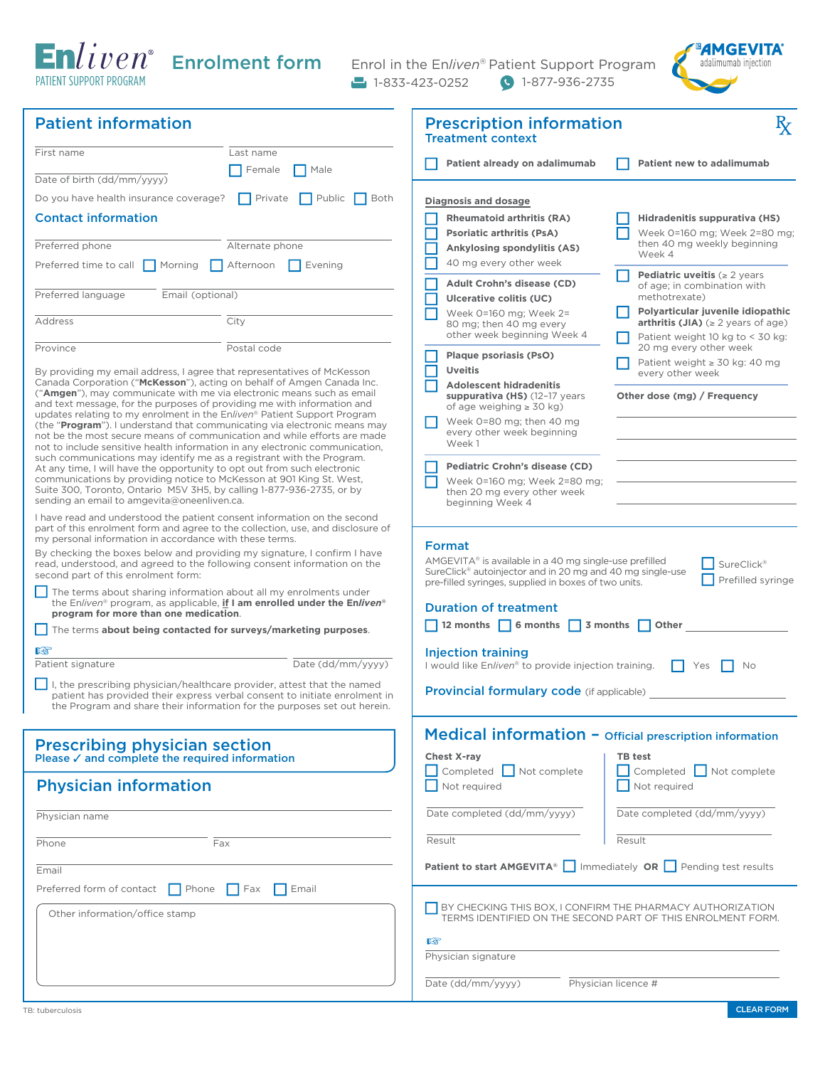# Enliven® Enrolment form

PATIENT SUPPORT PROGRAM

Enrol in the Enliven® Patient Support Program

Fax: 1-833-423-0252 Phone: 1-877-936-2735

AMGEVITA® adalimumab injection

## Patient information

First name ________ Last name ________

Date of birth (dd/mm/yyyy) ________ ☐ Female ☐ Male

Do you have health insurance coverage? ☐ Private ☐ Public ☐ Both

### Contact information

Preferred phone ________ Alternate phone ________

Preferred time to call ☐ Morning ☐ Afternoon ☐ Evening

Preferred language ________ Email (optional) ________

Address ________ City ________

Province ________ Postal code ________

By providing my email address, I agree that representatives of McKesson Canada Corporation ("**McKesson**"), acting on behalf of Amgen Canada Inc. ("**Amgen**"), may communicate with me via electronic means such as email and text message, for the purposes of providing me with information and updates relating to my enrolment in the Enliven® Patient Support Program (the "**Program**"). I understand that communicating via electronic means may not be the most secure means of communication and while efforts are made not to include sensitive health information in any electronic communication, such communications may identify me as a registrant with the Program. At any time, I will have the opportunity to opt out from such electronic communications by providing notice to McKesson at 901 King St. West, Suite 300, Toronto, Ontario M5V 3H5, by calling 1-877-936-2735, or by sending an email to amgevita@oneenliven.ca.

I have read and understood the patient consent information on the second part of this enrolment form and agree to the collection, use, and disclosure of my personal information in accordance with these terms.

By checking the boxes below and providing my signature, I confirm I have read, understood, and agreed to the following consent information on the second part of this enrolment form:

- ☐ The terms about sharing information about all my enrolments under the Enliven® program, as applicable, **if I am enrolled under the Enliven® program for more than one medication**.
- ☐ The terms **about being contacted for surveys/marketing purposes**.

Patient signature ________ Date (dd/mm/yyyy) ________

☐ I, the prescribing physician/healthcare provider, attest that the named patient has provided their express verbal consent to initiate enrolment in the Program and share their information for the purposes set out herein.

## Prescribing physician section

Please ✓ and complete the required information

## Physician information

Physician name ________

Phone ________ Fax ________

Email ________

Preferred form of contact ☐ Phone ☐ Fax ☐ Email

Other information/office stamp

## Prescription information ℞

### Treatment context

☐ **Patient already on adalimumab** ☐ **Patient new to adalimumab**

### Diagnosis and dosage

- ☐ **Rheumatoid arthritis (RA)**
- ☐ **Psoriatic arthritis (PsA)**
- ☐ **Ankylosing spondylitis (AS)**
- ☐ 40 mg every other week

- ☐ **Adult Crohn's disease (CD)**
- ☐ **Ulcerative colitis (UC)**
- ☐ Week 0=160 mg; Week 2=80 mg; then 40 mg every other week beginning Week 4

- ☐ **Plaque psoriasis (PsO)**
- ☐ **Uveitis**
- ☐ **Adolescent hidradenitis suppurativa (HS)** (12–17 years of age weighing ≥ 30 kg)
- ☐ Week 0=80 mg; then 40 mg every other week beginning Week 1

- ☐ **Pediatric Crohn's disease (CD)**
- ☐ Week 0=160 mg; Week 2=80 mg; then 20 mg every other week beginning Week 4

- ☐ **Hidradenitis suppurativa (HS)**
- ☐ Week 0=160 mg; Week 2=80 mg; then 40 mg weekly beginning Week 4

- ☐ **Pediatric uveitis** (≥ 2 years of age; in combination with methotrexate)
- ☐ **Polyarticular juvenile idiopathic arthritis (JIA)** (≥ 2 years of age)
- ☐ Patient weight 10 kg to < 30 kg: 20 mg every other week
- ☐ Patient weight ≥ 30 kg: 40 mg every other week

**Other dose (mg) / Frequency** ________

### Format

AMGEVITA® is available in a 40 mg single-use prefilled SureClick® autoinjector and in 20 mg and 40 mg single-use pre-filled syringes, supplied in boxes of two units.

☐ SureClick® ☐ Prefilled syringe

### Duration of treatment

☐ **12 months** ☐ **6 months** ☐ **3 months** ☐ **Other** ________

### Injection training

I would like Enliven® to provide injection training. ☐ Yes ☐ No

### Provincial formulary code (if applicable) ________

## Medical information – Official prescription information

**Chest X-ray**

☐ Completed ☐ Not complete ☐ Not required

Date completed (dd/mm/yyyy) ________

Result ________

**TB test**

☐ Completed ☐ Not complete ☐ Not required

Date completed (dd/mm/yyyy) ________

Result ________

**Patient to start AMGEVITA®** ☐ Immediately **OR** ☐ Pending test results

☐ BY CHECKING THIS BOX, I CONFIRM THE PHARMACY AUTHORIZATION TERMS IDENTIFIED ON THE SECOND PART OF THIS ENROLMENT FORM.

Physician signature ________

Date (dd/mm/yyyy) ________ Physician licence # ________

TB: tuberculosis

CLEAR FORM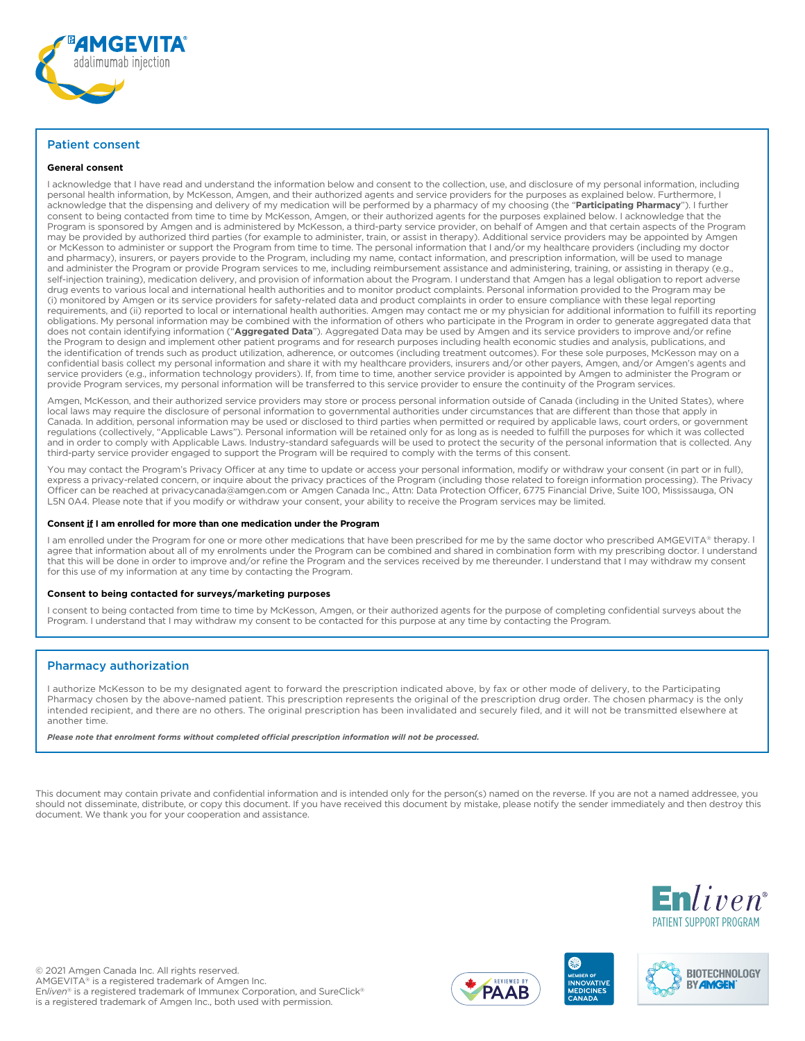AMGEVITA®
adalimumab injection

## Patient consent

### General consent

I acknowledge that I have read and understand the information below and consent to the collection, use, and disclosure of my personal information, including personal health information, by McKesson, Amgen, and their authorized agents and service providers for the purposes as explained below. Furthermore, I acknowledge that the dispensing and delivery of my medication will be performed by a pharmacy of my choosing (the "**Participating Pharmacy**"). I further consent to being contacted from time to time by McKesson, Amgen, or their authorized agents for the purposes explained below. I acknowledge that the Program is sponsored by Amgen and is administered by McKesson, a third-party service provider, on behalf of Amgen and that certain aspects of the Program may be provided by authorized third parties (for example to administer, train, or assist in therapy). Additional service providers may be appointed by Amgen or McKesson to administer or support the Program from time to time. The personal information that I and/or my healthcare providers (including my doctor and pharmacy), insurers, or payers provide to the Program, including my name, contact information, and prescription information, will be used to manage and administer the Program or provide Program services to me, including reimbursement assistance and administering, training, or assisting in therapy (e.g., self-injection training), medication delivery, and provision of information about the Program. I understand that Amgen has a legal obligation to report adverse drug events to various local and international health authorities and to monitor product complaints. Personal information provided to the Program may be (i) monitored by Amgen or its service providers for safety-related data and product complaints in order to ensure compliance with these legal reporting requirements, and (ii) reported to local or international health authorities. Amgen may contact me or my physician for additional information to fulfill its reporting obligations. My personal information may be combined with the information of others who participate in the Program in order to generate aggregated data that does not contain identifying information ("**Aggregated Data**"). Aggregated Data may be used by Amgen and its service providers to improve and/or refine the Program to design and implement other patient programs and for research purposes including health economic studies and analysis, publications, and the identification of trends such as product utilization, adherence, or outcomes (including treatment outcomes). For these sole purposes, McKesson may on a confidential basis collect my personal information and share it with my healthcare providers, insurers and/or other payers, Amgen, and/or Amgen's agents and service providers (e.g., information technology providers). If, from time to time, another service provider is appointed by Amgen to administer the Program or provide Program services, my personal information will be transferred to this service provider to ensure the continuity of the Program services.

Amgen, McKesson, and their authorized service providers may store or process personal information outside of Canada (including in the United States), where local laws may require the disclosure of personal information to governmental authorities under circumstances that are different than those that apply in Canada. In addition, personal information may be used or disclosed to third parties when permitted or required by applicable laws, court orders, or government regulations (collectively, "Applicable Laws"). Personal information will be retained only for as long as is needed to fulfill the purposes for which it was collected and in order to comply with Applicable Laws. Industry-standard safeguards will be used to protect the security of the personal information that is collected. Any third-party service provider engaged to support the Program will be required to comply with the terms of this consent.

You may contact the Program's Privacy Officer at any time to update or access your personal information, modify or withdraw your consent (in part or in full), express a privacy-related concern, or inquire about the privacy practices of the Program (including those related to foreign information processing). The Privacy Officer can be reached at privacycanada@amgen.com or Amgen Canada Inc., Attn: Data Protection Officer, 6775 Financial Drive, Suite 100, Mississauga, ON L5N 0A4. Please note that if you modify or withdraw your consent, your ability to receive the Program services may be limited.

### Consent if I am enrolled for more than one medication under the Program

I am enrolled under the Program for one or more other medications that have been prescribed for me by the same doctor who prescribed AMGEVITA® therapy. I agree that information about all of my enrolments under the Program can be combined and shared in combination form with my prescribing doctor. I understand that this will be done in order to improve and/or refine the Program and the services received by me thereunder. I understand that I may withdraw my consent for this use of my information at any time by contacting the Program.

### Consent to being contacted for surveys/marketing purposes

I consent to being contacted from time to time by McKesson, Amgen, or their authorized agents for the purpose of completing confidential surveys about the Program. I understand that I may withdraw my consent to be contacted for this purpose at any time by contacting the Program.

## Pharmacy authorization

I authorize McKesson to be my designated agent to forward the prescription indicated above, by fax or other mode of delivery, to the Participating Pharmacy chosen by the above-named patient. This prescription represents the original of the prescription drug order. The chosen pharmacy is the only intended recipient, and there are no others. The original prescription has been invalidated and securely filed, and it will not be transmitted elsewhere at another time.

***Please note that enrolment forms without completed official prescription information will not be processed.***

This document may contain private and confidential information and is intended only for the person(s) named on the reverse. If you are not a named addressee, you should not disseminate, distribute, or copy this document. If you have received this document by mistake, please notify the sender immediately and then destroy this document. We thank you for your cooperation and assistance.

Enliven®
PATIENT SUPPORT PROGRAM

© 2021 Amgen Canada Inc. All rights reserved.
AMGEVITA® is a registered trademark of Amgen Inc.
En*liven*® is a registered trademark of Immunex Corporation, and SureClick® is a registered trademark of Amgen Inc., both used with permission.

REVIEWED BY PAAB

MEMBER OF INNOVATIVE MEDICINES CANADA

BIOTECHNOLOGY BY AMGEN®